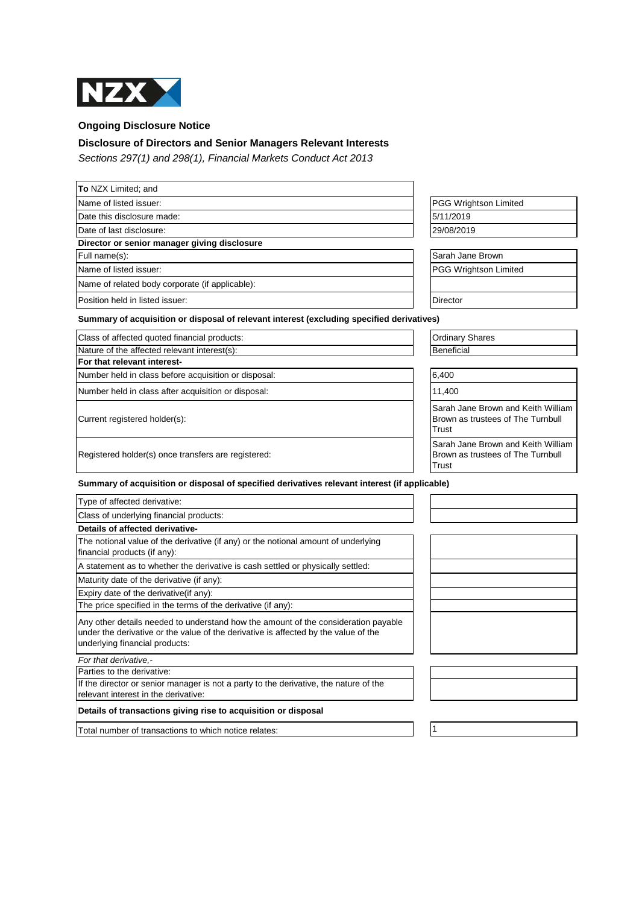NZX

## Ongoing Disclosure Notice

### Disclosure of Directors and Senior Managers Relevant Interests

*Sections 297(1) and 298(1), Financial Markets Conduct Act 2013*

| | |
|---|---|
| **To** NZX Limited; and | |
| Name of listed issuer: | PGG Wrightson Limited |
| Date this disclosure made: | 5/11/2019 |
| Date of last disclosure: | 29/08/2019 |
| **Director or senior manager giving disclosure** | |
| Full name(s): | Sarah Jane Brown |
| Name of listed issuer: | PGG Wrightson Limited |
| Name of related body corporate (if applicable): | |
| Position held in listed issuer: | Director |

**Summary of acquisition or disposal of relevant interest (excluding specified derivatives)**

| | |
|---|---|
| Class of affected quoted financial products: | Ordinary Shares |
| Nature of the affected relevant interest(s): | Beneficial |
| **For that relevant interest-** | |
| Number held in class before acquisition or disposal: | 6,400 |
| Number held in class after acquisition or disposal: | 11,400 |
| Current registered holder(s): | Sarah Jane Brown and Keith William Brown as trustees of The Turnbull Trust |
| Registered holder(s) once transfers are registered: | Sarah Jane Brown and Keith William Brown as trustees of The Turnbull Trust |

**Summary of acquisition or disposal of specified derivatives relevant interest (if applicable)**

| | |
|---|---|
| Type of affected derivative: | |
| Class of underlying financial products: | |
| **Details of affected derivative-** | |
| The notional value of the derivative (if any) or the notional amount of underlying financial products (if any): | |
| A statement as to whether the derivative is cash settled or physically settled: | |
| Maturity date of the derivative (if any): | |
| Expiry date of the derivative(if any): | |
| The price specified in the terms of the derivative (if any): | |
| Any other details needed to understand how the amount of the consideration payable under the derivative or the value of the derivative is affected by the value of the underlying financial products: | |
| *For that derivative,-* | |
| Parties to the derivative: | |
| If the director or senior manager is not a party to the derivative, the nature of the relevant interest in the derivative: | |

**Details of transactions giving rise to acquisition or disposal**

| | |
|---|---|
| Total number of transactions to which notice relates: | 1 |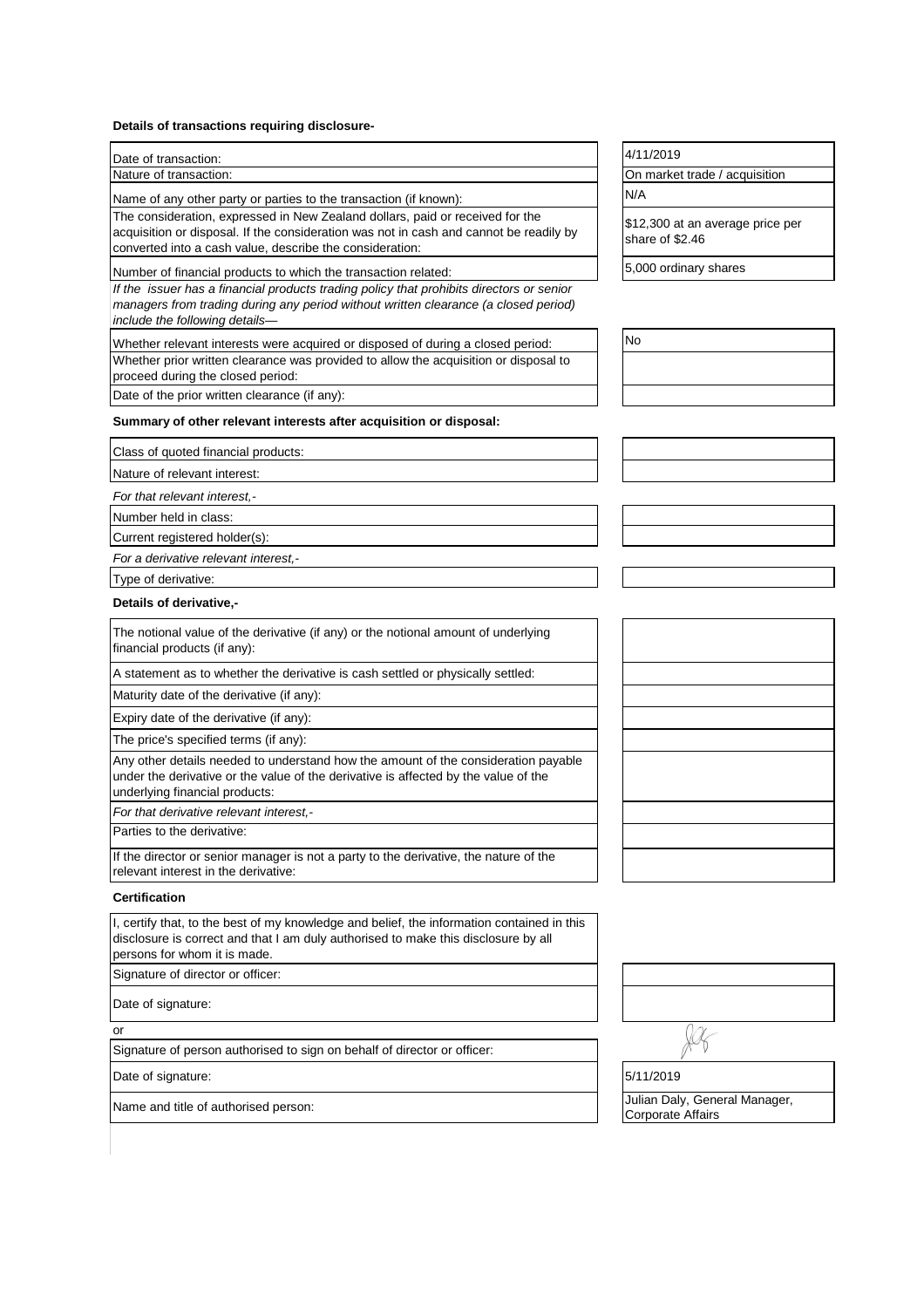**Details of transactions requiring disclosure-**

| | |
|---|---|
| Date of transaction: | 4/11/2019 |
| Nature of transaction: | On market trade / acquisition |
| Name of any other party or parties to the transaction (if known): | N/A |
| The consideration, expressed in New Zealand dollars, paid or received for the acquisition or disposal. If the consideration was not in cash and cannot be readily by converted into a cash value, describe the consideration: | $12,300 at an average price per share of $2.46 |
| Number of financial products to which the transaction related: | 5,000 ordinary shares |

*If the issuer has a financial products trading policy that prohibits directors or senior managers from trading during any period without written clearance (a closed period) include the following details—*

| | |
|---|---|
| Whether relevant interests were acquired or disposed of during a closed period: | No |
| Whether prior written clearance was provided to allow the acquisition or disposal to proceed during the closed period: | |
| Date of the prior written clearance (if any): | |

**Summary of other relevant interests after acquisition or disposal:**

| | |
|---|---|
| Class of quoted financial products: | |
| Nature of relevant interest: | |

*For that relevant interest,-*

| | |
|---|---|
| Number held in class: | |
| Current registered holder(s): | |

*For a derivative relevant interest,-*

| | |
|---|---|
| Type of derivative: | |

**Details of derivative,-**

| | |
|---|---|
| The notional value of the derivative (if any) or the notional amount of underlying financial products (if any): | |
| A statement as to whether the derivative is cash settled or physically settled: | |
| Maturity date of the derivative (if any): | |
| Expiry date of the derivative (if any): | |
| The price's specified terms (if any): | |
| Any other details needed to understand how the amount of the consideration payable under the derivative or the value of the derivative is affected by the value of the underlying financial products: | |
| *For that derivative relevant interest,-* | |
| Parties to the derivative: | |
| If the director or senior manager is not a party to the derivative, the nature of the relevant interest in the derivative: | |

**Certification**

I, certify that, to the best of my knowledge and belief, the information contained in this disclosure is correct and that I am duly authorised to make this disclosure by all persons for whom it is made.

| | |
|---|---|
| Signature of director or officer: | |
| Date of signature: | |

or

| | |
|---|---|
| Signature of person authorised to sign on behalf of director or officer: | [signature] |
| Date of signature: | 5/11/2019 |
| Name and title of authorised person: | Julian Daly, General Manager, Corporate Affairs |